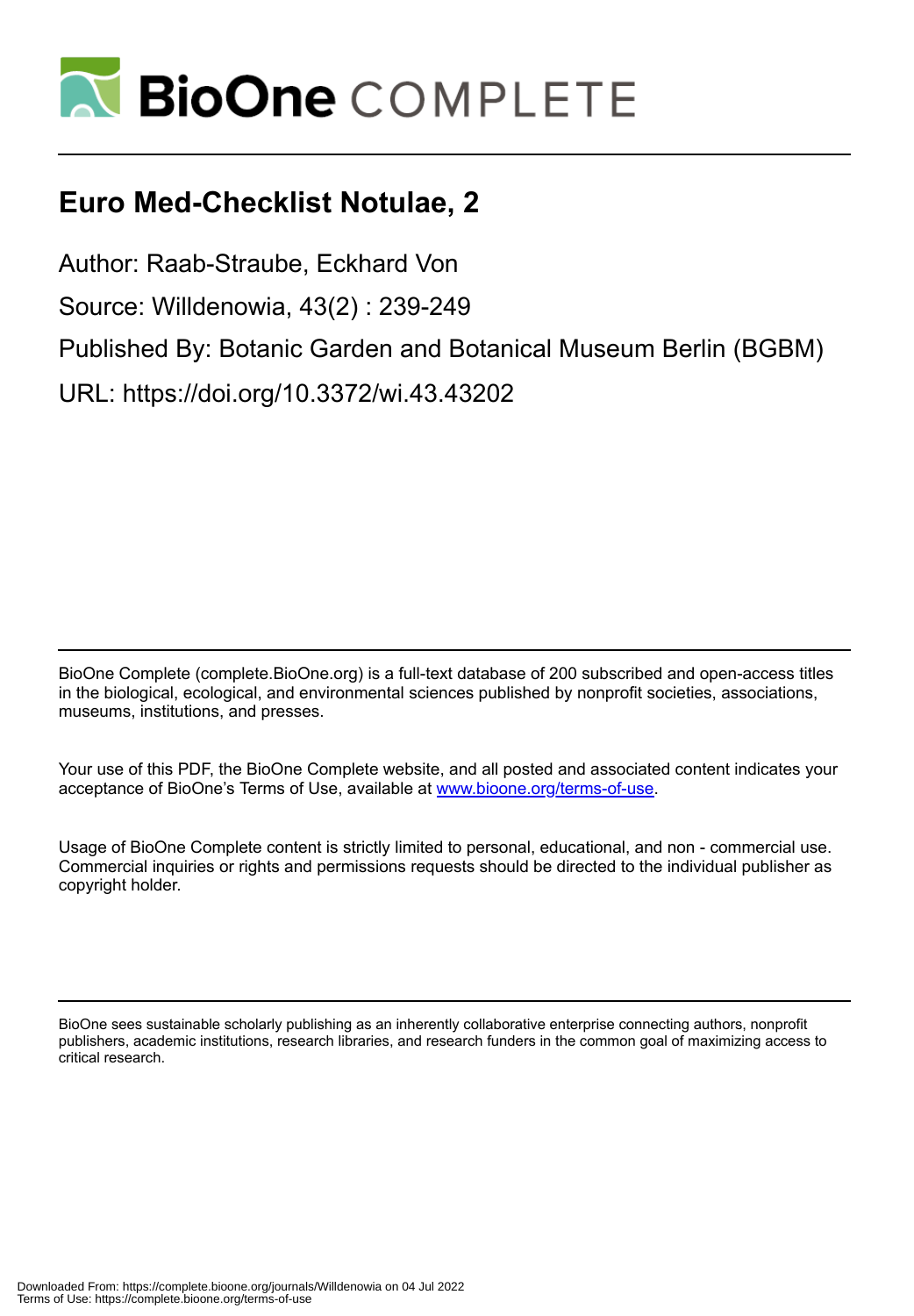# Euro Med-Checklist Notulae, 2

Author: Raab-Straube, Eckhard Von

Source: Willdenowia, 43(2) : 239-249

Published By: Botanic Garden and Botanical Museum Berlin (BGBM)

URL: https://doi.org/10.3372/wi.43.43202

BioOne Complete (complete.BioOne.org) is a full-text database of 200 subscribed and open-access titles in the biological, ecological, and environmental sciences published by nonprofit societies, associations, museums, institutions, and presses.

Your use of this PDF, the BioOne Complete website, and all posted and associated content indicates your acceptance of BioOne's Terms of Use, available at www.bioone.org/terms-of-use.

Usage of BioOne Complete content is strictly limited to personal, educational, and non - commercial use. Commercial inquiries or rights and permissions requests should be directed to the individual publisher as copyright holder.

BioOne sees sustainable scholarly publishing as an inherently collaborative enterprise connecting authors, nonprofit publishers, academic institutions, research libraries, and research funders in the common goal of maximizing access to critical research.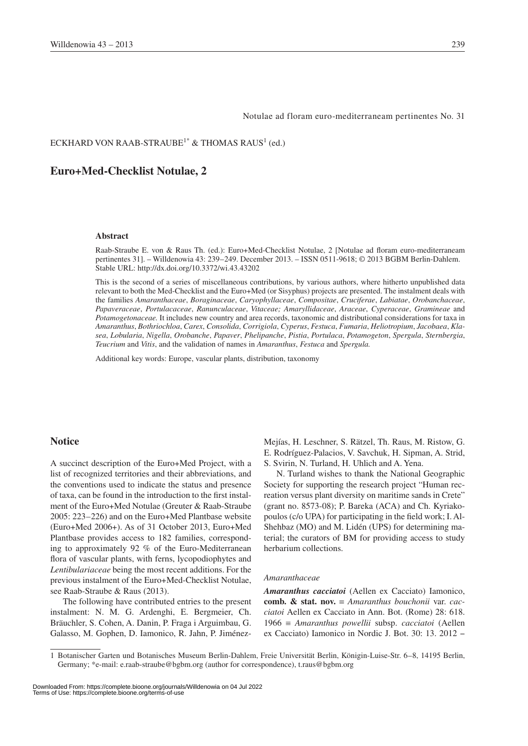Notulae ad floram euro-mediterraneam pertinentes No. 31

ECKHARD VON RAAB-STRAUBE[1*] & THOMAS RAUS[1] (ed.)

# Euro+Med-Checklist Notulae, 2

### Abstract

Raab-Straube E. von & Raus Th. (ed.): Euro+Med-Checklist Notulae, 2 [Notulae ad floram euro-mediterraneam pertinentes 31]. – Willdenowia 43: 239–249. December 2013. – ISSN 0511-9618; © 2013 BGBM Berlin-Dahlem. Stable URL: http://dx.doi.org/10.3372/wi.43.43202

This is the second of a series of miscellaneous contributions, by various authors, where hitherto unpublished data relevant to both the Med-Checklist and the Euro+Med (or Sisyphus) projects are presented. The instalment deals with the families *Amaranthaceae*, *Boraginaceae*, *Caryophyllaceae*, *Compositae*, *Cruciferae*, *Labiatae*, *Orobanchaceae*, *Papaveraceae*, *Portulacaceae*, *Ranunculaceae*, *Vitaceae; Amaryllidaceae*, *Araceae*, *Cyperaceae*, *Gramineae* and *Potamogetonaceae.* It includes new country and area records, taxonomic and distributional considerations for taxa in *Amaranthus*, *Bothriochloa*, *Carex*, *Consolida*, *Corrigiola*, *Cyperus*, *Festuca*, *Fumaria*, *Heliotropium*, *Jacobaea*, *Klasea*, *Lobularia*, *Nigella*, *Orobanche*, *Papaver*, *Phelipanche*, *Pistia*, *Portulaca*, *Potamogeton*, *Spergula*, *Sternbergia*, *Teucrium* and *Vitis*, and the validation of names in *Amaranthus*, *Festuca* and *Spergula.*

Additional key words: Europe, vascular plants, distribution, taxonomy

## Notice

A succinct description of the Euro+Med Project, with a list of recognized territories and their abbreviations, and the conventions used to indicate the status and presence of taxa, can be found in the introduction to the first instalment of the Euro+Med Notulae (Greuter & Raab-Straube 2005: 223–226) and on the Euro+Med Plantbase website (Euro+Med 2006+). As of 31 October 2013, Euro+Med Plantbase provides access to 182 families, corresponding to approximately 92 % of the Euro-Mediterranean flora of vascular plants, with ferns, lycopodiophytes and *Lentibulariaceae* being the most recent additions. For the previous instalment of the Euro+Med-Checklist Notulae, see Raab-Straube & Raus (2013).

The following have contributed entries to the present instalment: N. M. G. Ardenghi, E. Bergmeier, Ch. Bräuchler, S. Cohen, A. Danin, P. Fraga i Arguimbau, G. Galasso, M. Gophen, D. Iamonico, R. Jahn, P. Jiménez-Mejías, H. Leschner, S. Rätzel, Th. Raus, M. Ristow, G. E. Rodríguez-Palacios, V. Savchuk, H. Sipman, A. Strid, S. Svirin, N. Turland, H. Uhlich and A. Yena.

N. Turland wishes to thank the National Geographic Society for supporting the research project "Human recreation versus plant diversity on maritime sands in Crete" (grant no. 8573-08); P. Bareka (ACA) and Ch. Kyriakopoulos (c/o UPA) for participating in the field work; I. Al-Shehbaz (MO) and M. Lidén (UPS) for determining material; the curators of BM for providing access to study herbarium collections.

### *Amaranthaceae*

***Amaranthus cacciatoi*** (Aellen ex Cacciato) Iamonico, **comb. & stat. nov.** ≡ *Amaranthus bouchonii* var. *cacciatoi* Aellen ex Cacciato in Ann. Bot. (Rome) 28: 618. 1966 ≡ *Amaranthus powellii* subsp. *cacciatoi* (Aellen ex Cacciato) Iamonico in Nordic J. Bot. 30: 13. 2012 –

1 Botanischer Garten und Botanisches Museum Berlin-Dahlem, Freie Universität Berlin, Königin-Luise-Str. 6–8, 14195 Berlin, Germany; *e-mail: e.raab-straube@bgbm.org (author for correspondence), t.raus@bgbm.org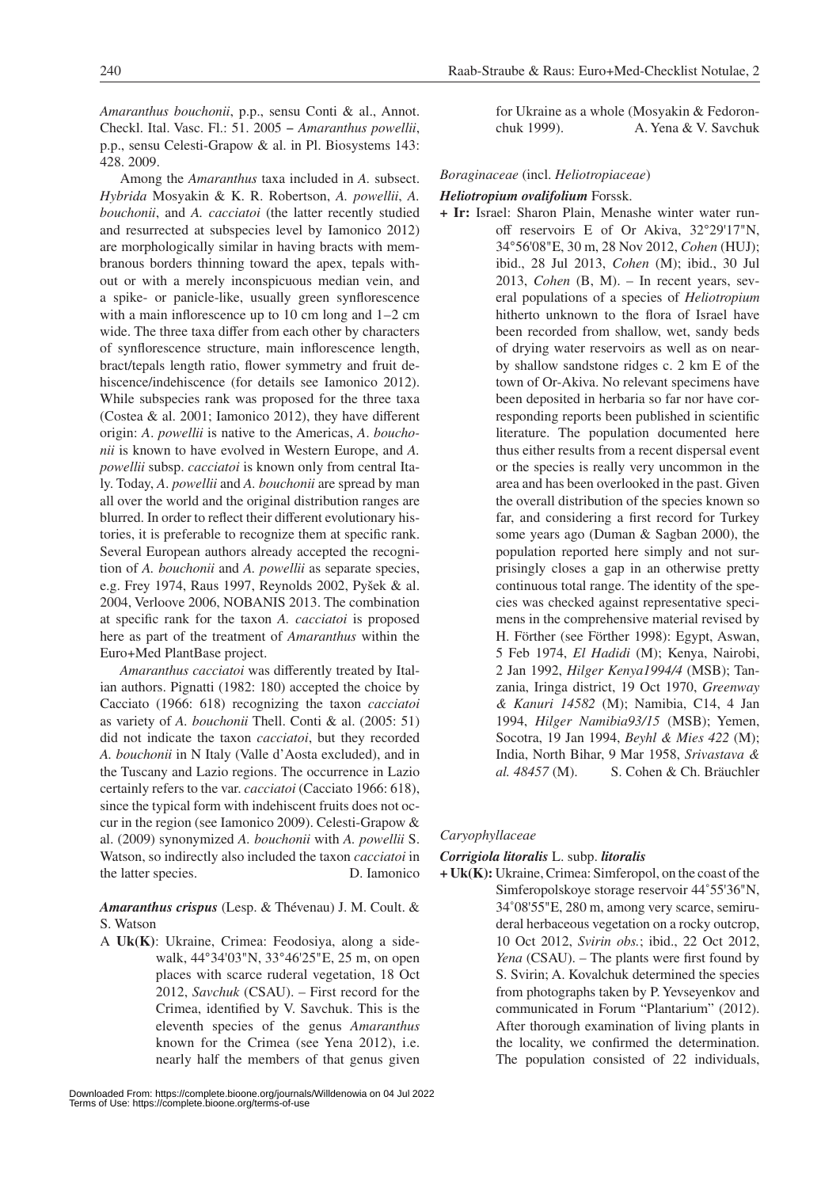*Amaranthus bouchonii*, p.p., sensu Conti & al., Annot. Checkl. Ital. Vasc. Fl.: 51. 2005 – *Amaranthus powellii*, p.p., sensu Celesti-Grapow & al. in Pl. Biosystems 143: 428. 2009.

Among the *Amaranthus* taxa included in *A.* subsect. *Hybrida* Mosyakin & K. R. Robertson, *A. powellii*, *A. bouchonii*, and *A. cacciatoi* (the latter recently studied and resurrected at subspecies level by Iamonico 2012) are morphologically similar in having bracts with membranous borders thinning toward the apex, tepals without or with a merely inconspicuous median vein, and a spike- or panicle-like, usually green synflorescence with a main inflorescence up to 10 cm long and 1–2 cm wide. The three taxa differ from each other by characters of synflorescence structure, main inflorescence length, bract/tepals length ratio, flower symmetry and fruit dehiscence/indehiscence (for details see Iamonico 2012). While subspecies rank was proposed for the three taxa (Costea & al. 2001; Iamonico 2012), they have different origin: *A. powellii* is native to the Americas, *A. bouchonii* is known to have evolved in Western Europe, and *A. powellii* subsp. *cacciatoi* is known only from central Italy. Today, *A. powellii* and *A. bouchonii* are spread by man all over the world and the original distribution ranges are blurred. In order to reflect their different evolutionary histories, it is preferable to recognize them at specific rank. Several European authors already accepted the recognition of *A. bouchonii* and *A. powellii* as separate species, e.g. Frey 1974, Raus 1997, Reynolds 2002, Pyšek & al. 2004, Verloove 2006, NOBANIS 2013. The combination at specific rank for the taxon *A. cacciatoi* is proposed here as part of the treatment of *Amaranthus* within the Euro+Med PlantBase project.

*Amaranthus cacciatoi* was differently treated by Italian authors. Pignatti (1982: 180) accepted the choice by Cacciato (1966: 618) recognizing the taxon *cacciatoi* as variety of *A. bouchonii* Thell. Conti & al. (2005: 51) did not indicate the taxon *cacciatoi*, but they recorded *A. bouchonii* in N Italy (Valle d'Aosta excluded), and in the Tuscany and Lazio regions. The occurrence in Lazio certainly refers to the var. *cacciatoi* (Cacciato 1966: 618), since the typical form with indehiscent fruits does not occur in the region (see Iamonico 2009). Celesti-Grapow & al. (2009) synonymized *A. bouchonii* with *A. powellii* S. Watson, so indirectly also included the taxon *cacciatoi* in the latter species. D. Iamonico

***Amaranthus crispus*** (Lesp. & Thévenau) J. M. Coult. & S. Watson

A **Uk(K)**: Ukraine, Crimea: Feodosiya, along a sidewalk, 44°34'03"N, 33°46'25"E, 25 m, on open places with scarce ruderal vegetation, 18 Oct 2012, *Savchuk* (CSAU). – First record for the Crimea, identified by V. Savchuk. This is the eleventh species of the genus *Amaranthus* known for the Crimea (see Yena 2012), i.e. nearly half the members of that genus given for Ukraine as a whole (Mosyakin & Fedoronchuk 1999). A. Yena & V. Savchuk

*Boraginaceae* (incl. *Heliotropiaceae*)

***Heliotropium ovalifolium*** Forssk.

**+ Ir:** Israel: Sharon Plain, Menashe winter water runoff reservoirs E of Or Akiva, 32°29'17"N, 34°56'08"E, 30 m, 28 Nov 2012, *Cohen* (HUJ); ibid., 28 Jul 2013, *Cohen* (M); ibid., 30 Jul 2013, *Cohen* (B, M). – In recent years, several populations of a species of *Heliotropium* hitherto unknown to the flora of Israel have been recorded from shallow, wet, sandy beds of drying water reservoirs as well as on nearby shallow sandstone ridges c. 2 km E of the town of Or-Akiva. No relevant specimens have been deposited in herbaria so far nor have corresponding reports been published in scientific literature. The population documented here thus either results from a recent dispersal event or the species is really very uncommon in the area and has been overlooked in the past. Given the overall distribution of the species known so far, and considering a first record for Turkey some years ago (Duman & Sagban 2000), the population reported here simply and not surprisingly closes a gap in an otherwise pretty continuous total range. The identity of the species was checked against representative specimens in the comprehensive material revised by H. Förther (see Förther 1998): Egypt, Aswan, 5 Feb 1974, *El Hadidi* (M); Kenya, Nairobi, 2 Jan 1992, *Hilger Kenya1994/4* (MSB); Tanzania, Iringa district, 19 Oct 1970, *Greenway & Kanuri 14582* (M); Namibia, C14, 4 Jan 1994, *Hilger Namibia93/15* (MSB); Yemen, Socotra, 19 Jan 1994, *Beyhl & Mies 422* (M); India, North Bihar, 9 Mar 1958, *Srivastava & al. 48457* (M). S. Cohen & Ch. Bräuchler

*Caryophyllaceae*

***Corrigiola litoralis*** L. subp. ***litoralis***

**+ Uk(K):** Ukraine, Crimea: Simferopol, on the coast of the Simferopolskoye storage reservoir 44°55'36"N, 34°08'55"E, 280 m, among very scarce, semiruderal herbaceous vegetation on a rocky outcrop, 10 Oct 2012, *Svirin obs.*; ibid., 22 Oct 2012, *Yena* (CSAU). – The plants were first found by S. Svirin; A. Kovalchuk determined the species from photographs taken by P. Yevseyenkov and communicated in Forum "Plantarium" (2012). After thorough examination of living plants in the locality, we confirmed the determination. The population consisted of 22 individuals,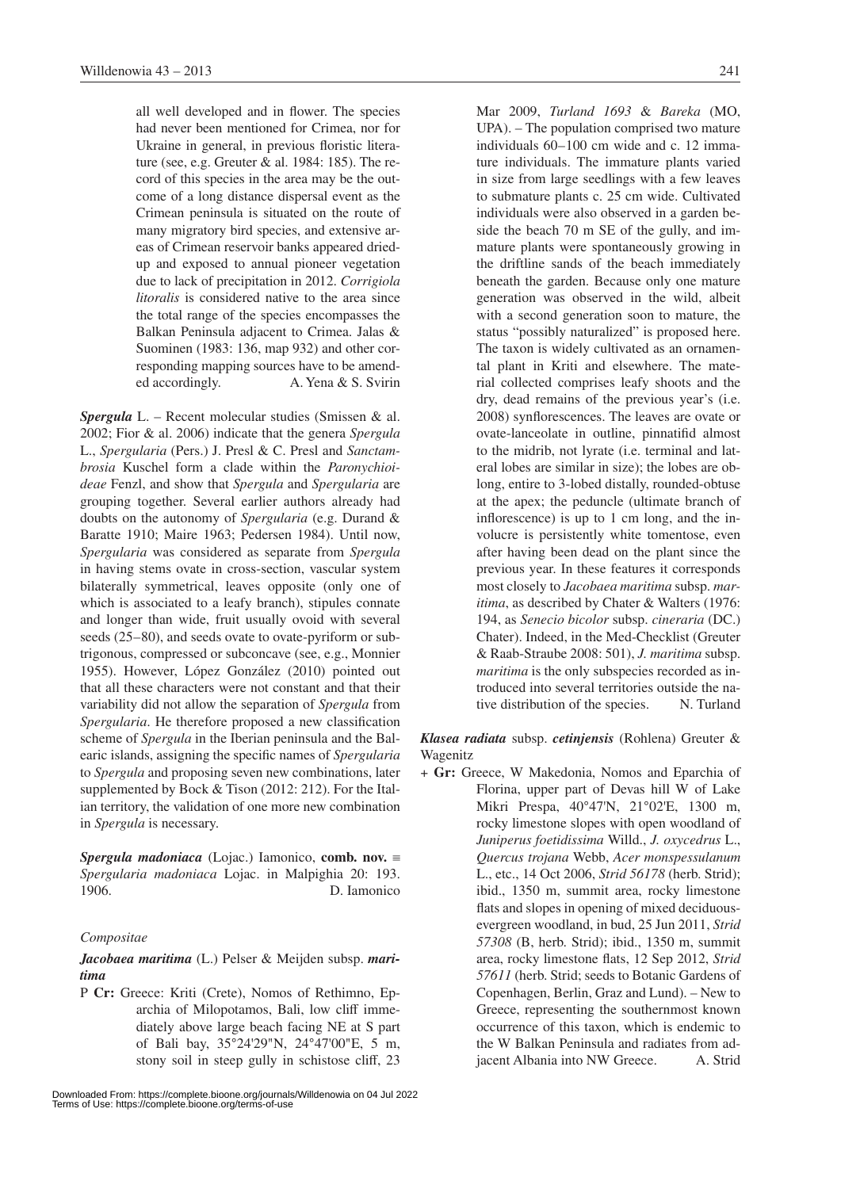all well developed and in flower. The species had never been mentioned for Crimea, nor for Ukraine in general, in previous floristic literature (see, e.g. Greuter & al. 1984: 185). The record of this species in the area may be the outcome of a long distance dispersal event as the Crimean peninsula is situated on the route of many migratory bird species, and extensive areas of Crimean reservoir banks appeared dried-up and exposed to annual pioneer vegetation due to lack of precipitation in 2012. *Corrigiola litoralis* is considered native to the area since the total range of the species encompasses the Balkan Peninsula adjacent to Crimea. Jalas & Suominen (1983: 136, map 932) and other corresponding mapping sources have to be amended accordingly. A. Yena & S. Svirin

***Spergula*** L. – Recent molecular studies (Smissen & al. 2002; Fior & al. 2006) indicate that the genera *Spergula* L., *Spergularia* (Pers.) J. Presl & C. Presl and *Sanctambrosia* Kuschel form a clade within the *Paronychioideae* Fenzl, and show that *Spergula* and *Spergularia* are grouping together. Several earlier authors already had doubts on the autonomy of *Spergularia* (e.g. Durand & Baratte 1910; Maire 1963; Pedersen 1984). Until now, *Spergularia* was considered as separate from *Spergula* in having stems ovate in cross-section, vascular system bilaterally symmetrical, leaves opposite (only one of which is associated to a leafy branch), stipules connate and longer than wide, fruit usually ovoid with several seeds (25–80), and seeds ovate to ovate-pyriform or subtrigonous, compressed or subconcave (see, e.g., Monnier 1955). However, López González (2010) pointed out that all these characters were not constant and that their variability did not allow the separation of *Spergula* from *Spergularia*. He therefore proposed a new classification scheme of *Spergula* in the Iberian peninsula and the Balearic islands, assigning the specific names of *Spergularia* to *Spergula* and proposing seven new combinations, later supplemented by Bock & Tison (2012: 212). For the Italian territory, the validation of one more new combination in *Spergula* is necessary.

***Spergula madoniaca*** (Lojac.) Iamonico, **comb. nov.** ≡ *Spergularia madoniaca* Lojac. in Malpighia 20: 193. 1906. D. Iamonico

### *Compositae*

***Jacobaea maritima*** (L.) Pelser & Meijden subsp. ***maritima***

P **Cr:** Greece: Kriti (Crete), Nomos of Rethimno, Eparchia of Milopotamos, Bali, low cliff immediately above large beach facing NE at S part of Bali bay, 35°24'29"N, 24°47'00"E, 5 m, stony soil in steep gully in schistose cliff, 23 Mar 2009, *Turland 1693* & *Bareka* (MO, UPA). – The population comprised two mature individuals 60–100 cm wide and c. 12 immature individuals. The immature plants varied in size from large seedlings with a few leaves to submature plants c. 25 cm wide. Cultivated individuals were also observed in a garden beside the beach 70 m SE of the gully, and immature plants were spontaneously growing in the driftline sands of the beach immediately beneath the garden. Because only one mature generation was observed in the wild, albeit with a second generation soon to mature, the status "possibly naturalized" is proposed here. The taxon is widely cultivated as an ornamental plant in Kriti and elsewhere. The material collected comprises leafy shoots and the dry, dead remains of the previous year's (i.e. 2008) synflorescences. The leaves are ovate or ovate-lanceolate in outline, pinnatifid almost to the midrib, not lyrate (i.e. terminal and lateral lobes are similar in size); the lobes are oblong, entire to 3-lobed distally, rounded-obtuse at the apex; the peduncle (ultimate branch of inflorescence) is up to 1 cm long, and the involucre is persistently white tomentose, even after having been dead on the plant since the previous year. In these features it corresponds most closely to *Jacobaea maritima* subsp. *maritima*, as described by Chater & Walters (1976: 194, as *Senecio bicolor* subsp. *cineraria* (DC.) Chater). Indeed, in the Med-Checklist (Greuter & Raab-Straube 2008: 501), *J. maritima* subsp. *maritima* is the only subspecies recorded as introduced into several territories outside the native distribution of the species. N. Turland

***Klasea radiata*** subsp. ***cetinjensis*** (Rohlena) Greuter & Wagenitz

\+ **Gr:** Greece, W Makedonia, Nomos and Eparchia of Florina, upper part of Devas hill W of Lake Mikri Prespa, 40°47'N, 21°02'E, 1300 m, rocky limestone slopes with open woodland of *Juniperus foetidissima* Willd., *J. oxycedrus* L., *Quercus trojana* Webb, *Acer monspessulanum* L., etc., 14 Oct 2006, *Strid 56178* (herb. Strid); ibid., 1350 m, summit area, rocky limestone flats and slopes in opening of mixed deciduous-evergreen woodland, in bud, 25 Jun 2011, *Strid 57308* (B, herb. Strid); ibid., 1350 m, summit area, rocky limestone flats, 12 Sep 2012, *Strid 57611* (herb. Strid; seeds to Botanic Gardens of Copenhagen, Berlin, Graz and Lund). – New to Greece, representing the southernmost known occurrence of this taxon, which is endemic to the W Balkan Peninsula and radiates from adjacent Albania into NW Greece. A. Strid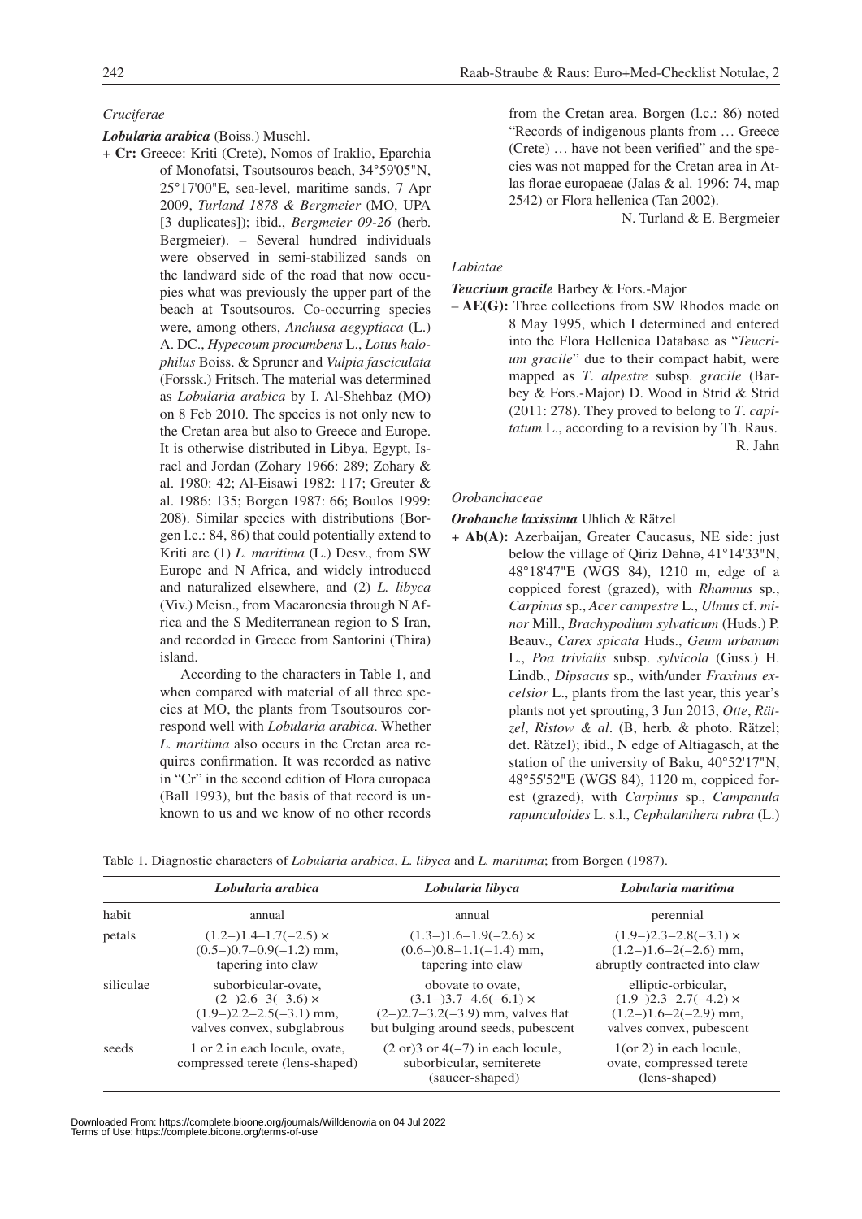*Cruciferae*

***Lobularia arabica*** (Boiss.) Muschl.

\+ **Cr:** Greece: Kriti (Crete), Nomos of Iraklio, Eparchia of Monofatsi, Tsoutsouros beach, 34°59'05"N, 25°17'00"E, sea-level, maritime sands, 7 Apr 2009, *Turland 1878 & Bergmeier* (MO, UPA [3 duplicates]); ibid., *Bergmeier 09-26* (herb. Bergmeier). – Several hundred individuals were observed in semi-stabilized sands on the landward side of the road that now occupies what was previously the upper part of the beach at Tsoutsouros. Co-occurring species were, among others, *Anchusa aegyptiaca* (L.) A. DC., *Hypecoum procumbens* L., *Lotus halophilus* Boiss. & Spruner and *Vulpia fasciculata* (Forssk.) Fritsch. The material was determined as *Lobularia arabica* by I. Al-Shehbaz (MO) on 8 Feb 2010. The species is not only new to the Cretan area but also to Greece and Europe. It is otherwise distributed in Libya, Egypt, Israel and Jordan (Zohary 1966: 289; Zohary & al. 1980: 42; Al-Eisawi 1982: 117; Greuter & al. 1986: 135; Borgen 1987: 66; Boulos 1999: 208). Similar species with distributions (Borgen l.c.: 84, 86) that could potentially extend to Kriti are (1) *L. maritima* (L.) Desv., from SW Europe and N Africa, and widely introduced and naturalized elsewhere, and (2) *L. libyca* (Viv.) Meisn., from Macaronesia through N Africa and the S Mediterranean region to S Iran, and recorded in Greece from Santorini (Thira) island.

According to the characters in Table 1, and when compared with material of all three species at MO, the plants from Tsoutsouros correspond well with *Lobularia arabica*. Whether *L. maritima* also occurs in the Cretan area requires confirmation. It was recorded as native in "Cr" in the second edition of Flora europaea (Ball 1993), but the basis of that record is unknown to us and we know of no other records from the Cretan area. Borgen (l.c.: 86) noted "Records of indigenous plants from … Greece (Crete) … have not been verified" and the species was not mapped for the Cretan area in Atlas florae europaeae (Jalas & al. 1996: 74, map 2542) or Flora hellenica (Tan 2002).

N. Turland & E. Bergmeier

*Labiatae*

***Teucrium gracile*** Barbey & Fors.-Major

– **AE(G):** Three collections from SW Rhodos made on 8 May 1995, which I determined and entered into the Flora Hellenica Database as "*Teucrium gracile*" due to their compact habit, were mapped as *T. alpestre* subsp. *gracile* (Barbey & Fors.-Major) D. Wood in Strid & Strid (2011: 278). They proved to belong to *T. capitatum* L., according to a revision by Th. Raus.

R. Jahn

*Orobanchaceae*

***Orobanche laxissima*** Uhlich & Rätzel

\+ **Ab(A):** Azerbaijan, Greater Caucasus, NE side: just below the village of Qiriz Dəhnə, 41°14'33"N, 48°18'47"E (WGS 84), 1210 m, edge of a coppiced forest (grazed), with *Rhamnus* sp., *Carpinus* sp., *Acer campestre* L., *Ulmus* cf. *minor* Mill., *Brachypodium sylvaticum* (Huds.) P. Beauv., *Carex spicata* Huds., *Geum urbanum* L., *Poa trivialis* subsp. *sylvicola* (Guss.) H. Lindb., *Dipsacus* sp., with/under *Fraxinus excelsior* L., plants from the last year, this year's plants not yet sprouting, 3 Jun 2013, *Otte*, *Rätzel*, *Ristow & al*. (B, herb. & photo. Rätzel; det. Rätzel); ibid., N edge of Altiagasch, at the station of the university of Baku, 40°52'17"N, 48°55'52"E (WGS 84), 1120 m, coppiced forest (grazed), with *Carpinus* sp., *Campanula rapunculoides* L. s.l., *Cephalanthera rubra* (L.)

Table 1. Diagnostic characters of *Lobularia arabica*, *L. libyca* and *L. maritima*; from Borgen (1987).

| | *Lobularia arabica* | *Lobularia libyca* | *Lobularia maritima* |
|---|---|---|---|
| habit | annual | annual | perennial |
| petals | (1.2–)1.4–1.7(–2.5) × (0.5–)0.7–0.9(–1.2) mm, tapering into claw | (1.3–)1.6–1.9(–2.6) × (0.6–)0.8–1.1(–1.4) mm, tapering into claw | (1.9–)2.3–2.8(–3.1) × (1.2–)1.6–2(–2.6) mm, abruptly contracted into claw |
| siliculae | suborbicular-ovate, (2–)2.6–3(–3.6) × (1.9–)2.2–2.5(–3.1) mm, valves convex, subglabrous | obovate to ovate, (3.1–)3.7–4.6(–6.1) × (2–)2.7–3.2(–3.9) mm, valves flat but bulging around seeds, pubescent | elliptic-orbicular, (1.9–)2.3–2.7(–4.2) × (1.2–)1.6–2(–2.9) mm, valves convex, pubescent |
| seeds | 1 or 2 in each locule, ovate, compressed terete (lens-shaped) | (2 or)3 or 4(–7) in each locule, suborbicular, semiterete (saucer-shaped) | 1(or 2) in each locule, ovate, compressed terete (lens-shaped) |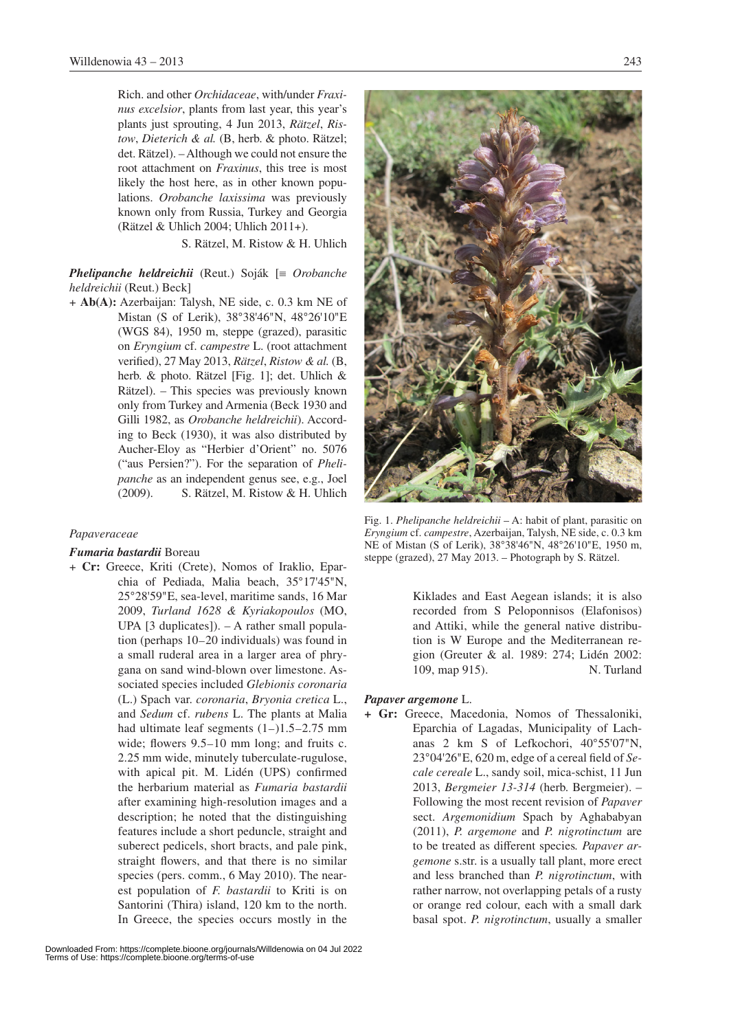Rich. and other *Orchidaceae*, with/under *Fraxinus excelsior*, plants from last year, this year's plants just sprouting, 4 Jun 2013, *Rätzel*, *Ristow*, *Dieterich & al.* (B, herb. & photo. Rätzel; det. Rätzel). – Although we could not ensure the root attachment on *Fraxinus*, this tree is most likely the host here, as in other known populations. *Orobanche laxissima* was previously known only from Russia, Turkey and Georgia (Rätzel & Uhlich 2004; Uhlich 2011+).

S. Rätzel, M. Ristow & H. Uhlich

***Phelipanche heldreichii*** (Reut.) Soják [≡ *Orobanche heldreichii* (Reut.) Beck]

\+ **Ab(A):** Azerbaijan: Talysh, NE side, c. 0.3 km NE of Mistan (S of Lerik), 38°38'46"N, 48°26'10"E (WGS 84), 1950 m, steppe (grazed), parasitic on *Eryngium* cf. *campestre* L. (root attachment verified), 27 May 2013, *Rätzel*, *Ristow & al.* (B, herb. & photo. Rätzel [Fig. 1]; det. Uhlich & Rätzel). – This species was previously known only from Turkey and Armenia (Beck 1930 and Gilli 1982, as *Orobanche heldreichii*). According to Beck (1930), it was also distributed by Aucher-Eloy as "Herbier d'Orient" no. 5076 ("aus Persien?"). For the separation of *Phelipanche* as an independent genus see, e.g., Joel (2009). S. Rätzel, M. Ristow & H. Uhlich

Fig. 1. *Phelipanche heldreichii* – A: habit of plant, parasitic on *Eryngium* cf. *campestre*, Azerbaijan, Talysh, NE side, c. 0.3 km NE of Mistan (S of Lerik), 38°38'46"N, 48°26'10"E, 1950 m, steppe (grazed), 27 May 2013. – Photograph by S. Rätzel.

*Papaveraceae*

***Fumaria bastardii*** Boreau

\+ **Cr:** Greece, Kriti (Crete), Nomos of Iraklio, Eparchia of Pediada, Malia beach, 35°17'45"N, 25°28'59"E, sea-level, maritime sands, 16 Mar 2009, *Turland 1628 & Kyriakopoulos* (MO, UPA [3 duplicates]). – A rather small population (perhaps 10–20 individuals) was found in a small ruderal area in a larger area of phrygana on sand wind-blown over limestone. Associated species included *Glebionis coronaria* (L.) Spach var. *coronaria*, *Bryonia cretica* L., and *Sedum* cf. *rubens* L. The plants at Malia had ultimate leaf segments (1–)1.5–2.75 mm wide; flowers 9.5–10 mm long; and fruits c. 2.25 mm wide, minutely tuberculate-rugulose, with apical pit. M. Lidén (UPS) confirmed the herbarium material as *Fumaria bastardii* after examining high-resolution images and a description; he noted that the distinguishing features include a short peduncle, straight and suberect pedicels, short bracts, and pale pink, straight flowers, and that there is no similar species (pers. comm., 6 May 2010). The nearest population of *F. bastardii* to Kriti is on Santorini (Thira) island, 120 km to the north. In Greece, the species occurs mostly in the Kiklades and East Aegean islands; it is also recorded from S Peloponnisos (Elafonisos) and Attiki, while the general native distribution is W Europe and the Mediterranean region (Greuter & al. 1989: 274; Lidén 2002: 109, map 915). N. Turland

***Papaver argemone*** L.

\+ **Gr:** Greece, Macedonia, Nomos of Thessaloniki, Eparchia of Lagadas, Municipality of Lachanas 2 km S of Lefkochori, 40°55'07"N, 23°04'26"E, 620 m, edge of a cereal field of *Secale cereale* L., sandy soil, mica-schist, 11 Jun 2013, *Bergmeier 13-314* (herb. Bergmeier). – Following the most recent revision of *Papaver* sect. *Argemonidium* Spach by Aghababyan (2011), *P. argemone* and *P. nigrotinctum* are to be treated as different species. *Papaver argemone* s.str. is a usually tall plant, more erect and less branched than *P. nigrotinctum*, with rather narrow, not overlapping petals of a rusty or orange red colour, each with a small dark basal spot. *P. nigrotinctum*, usually a smaller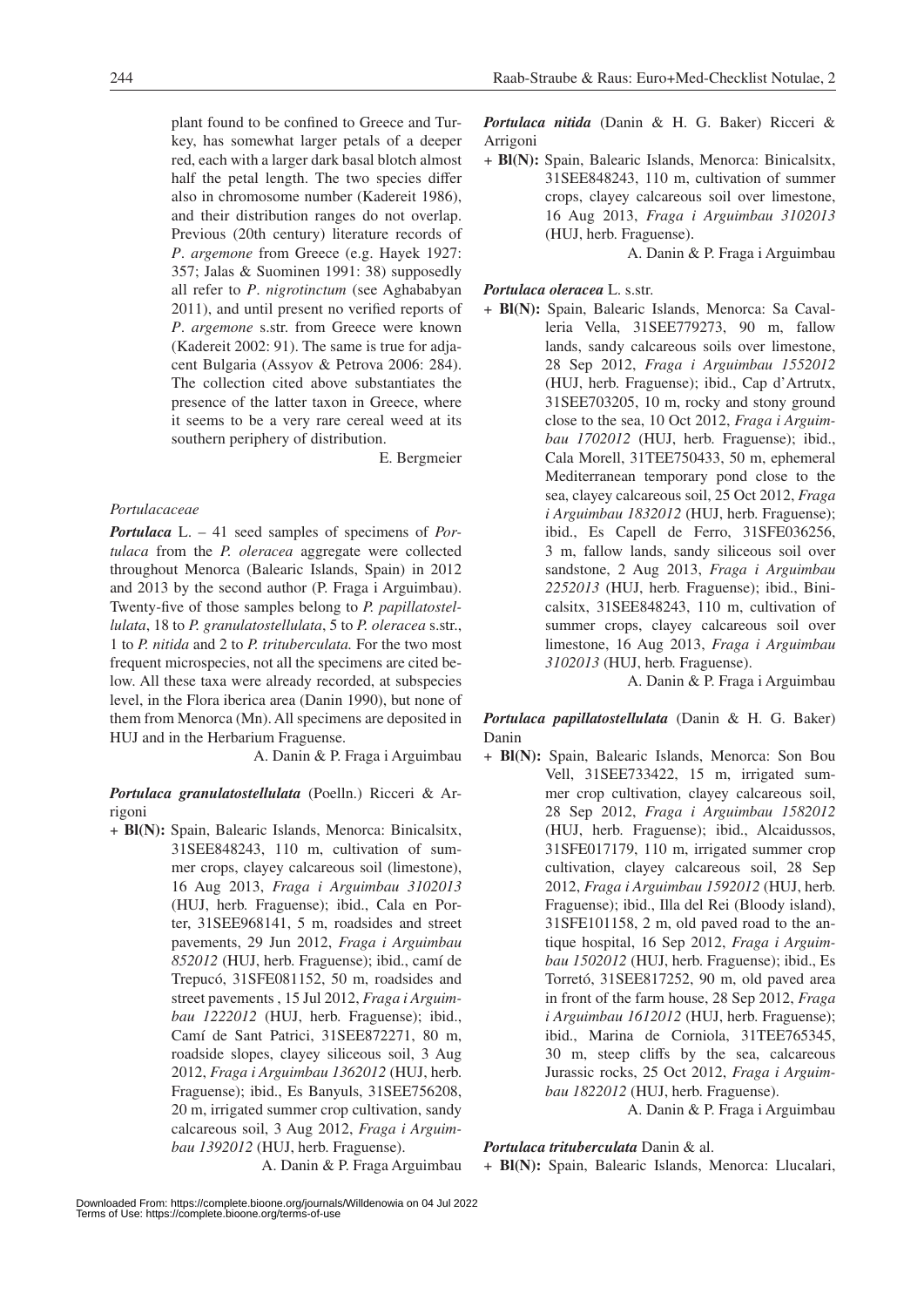plant found to be confined to Greece and Turkey, has somewhat larger petals of a deeper red, each with a larger dark basal blotch almost half the petal length. The two species differ also in chromosome number (Kadereit 1986), and their distribution ranges do not overlap. Previous (20th century) literature records of *P. argemone* from Greece (e.g. Hayek 1927: 357; Jalas & Suominen 1991: 38) supposedly all refer to *P. nigrotinctum* (see Aghababyan 2011), and until present no verified reports of *P. argemone* s.str. from Greece were known (Kadereit 2002: 91). The same is true for adjacent Bulgaria (Assyov & Petrova 2006: 284). The collection cited above substantiates the presence of the latter taxon in Greece, where it seems to be a very rare cereal weed at its southern periphery of distribution.

E. Bergmeier

*Portulacaceae*

***Portulaca*** L. – 41 seed samples of specimens of *Portulaca* from the *P. oleracea* aggregate were collected throughout Menorca (Balearic Islands, Spain) in 2012 and 2013 by the second author (P. Fraga i Arguimbau). Twenty-five of those samples belong to *P. papillatostellulata*, 18 to *P. granulatostellulata*, 5 to *P. oleracea* s.str., 1 to *P. nitida* and 2 to *P. trituberculata.* For the two most frequent microspecies, not all the specimens are cited below. All these taxa were already recorded, at subspecies level, in the Flora iberica area (Danin 1990), but none of them from Menorca (Mn). All specimens are deposited in HUJ and in the Herbarium Fraguense.

A. Danin & P. Fraga i Arguimbau

***Portulaca granulatostellulata*** (Poelln.) Ricceri & Arrigoni

+ **Bl(N):** Spain, Balearic Islands, Menorca: Binicalsitx, 31SEE848243, 110 m, cultivation of summer crops, clayey calcareous soil (limestone), 16 Aug 2013, *Fraga i Arguimbau 3102013* (HUJ, herb. Fraguense); ibid., Cala en Porter, 31SEE968141, 5 m, roadsides and street pavements, 29 Jun 2012, *Fraga i Arguimbau 852012* (HUJ, herb. Fraguense); ibid., camí de Trepucó, 31SFE081152, 50 m, roadsides and street pavements , 15 Jul 2012, *Fraga i Arguimbau 1222012* (HUJ, herb. Fraguense); ibid., Camí de Sant Patrici, 31SEE872271, 80 m, roadside slopes, clayey siliceous soil, 3 Aug 2012, *Fraga i Arguimbau 1362012* (HUJ, herb. Fraguense); ibid., Es Banyuls, 31SEE756208, 20 m, irrigated summer crop cultivation, sandy calcareous soil, 3 Aug 2012, *Fraga i Arguimbau 1392012* (HUJ, herb. Fraguense).

A. Danin & P. Fraga Arguimbau

***Portulaca nitida*** (Danin & H. G. Baker) Ricceri & Arrigoni

+ **Bl(N):** Spain, Balearic Islands, Menorca: Binicalsitx, 31SEE848243, 110 m, cultivation of summer crops, clayey calcareous soil over limestone, 16 Aug 2013, *Fraga i Arguimbau 3102013* (HUJ, herb. Fraguense).

A. Danin & P. Fraga i Arguimbau

***Portulaca oleracea*** L. s.str.

+ **Bl(N):** Spain, Balearic Islands, Menorca: Sa Cavalleria Vella, 31SEE779273, 90 m, fallow lands, sandy calcareous soils over limestone, 28 Sep 2012, *Fraga i Arguimbau 1552012* (HUJ, herb. Fraguense); ibid., Cap d'Artrutx, 31SEE703205, 10 m, rocky and stony ground close to the sea, 10 Oct 2012, *Fraga i Arguimbau 1702012* (HUJ, herb. Fraguense); ibid., Cala Morell, 31TEE750433, 50 m, ephemeral Mediterranean temporary pond close to the sea, clayey calcareous soil, 25 Oct 2012, *Fraga i Arguimbau 1832012* (HUJ, herb. Fraguense); ibid., Es Capell de Ferro, 31SFE036256, 3 m, fallow lands, sandy siliceous soil over sandstone, 2 Aug 2013, *Fraga i Arguimbau 2252013* (HUJ, herb. Fraguense); ibid., Binicalsitx, 31SEE848243, 110 m, cultivation of summer crops, clayey calcareous soil over limestone, 16 Aug 2013, *Fraga i Arguimbau 3102013* (HUJ, herb. Fraguense).

A. Danin & P. Fraga i Arguimbau

***Portulaca papillatostellulata*** (Danin & H. G. Baker) Danin

+ **Bl(N):** Spain, Balearic Islands, Menorca: Son Bou Vell, 31SEE733422, 15 m, irrigated summer crop cultivation, clayey calcareous soil, 28 Sep 2012, *Fraga i Arguimbau 1582012* (HUJ, herb. Fraguense); ibid., Alcaidussos, 31SFE017179, 110 m, irrigated summer crop cultivation, clayey calcareous soil, 28 Sep 2012, *Fraga i Arguimbau 1592012* (HUJ, herb. Fraguense); ibid., Illa del Rei (Bloody island), 31SFE101158, 2 m, old paved road to the antique hospital, 16 Sep 2012, *Fraga i Arguimbau 1502012* (HUJ, herb. Fraguense); ibid., Es Torretó, 31SEE817252, 90 m, old paved area in front of the farm house, 28 Sep 2012, *Fraga i Arguimbau 1612012* (HUJ, herb. Fraguense); ibid., Marina de Corniola, 31TEE765345, 30 m, steep cliffs by the sea, calcareous Jurassic rocks, 25 Oct 2012, *Fraga i Arguimbau 1822012* (HUJ, herb. Fraguense).

A. Danin & P. Fraga i Arguimbau

***Portulaca trituberculata*** Danin & al.

+ **Bl(N):** Spain, Balearic Islands, Menorca: Llucalari,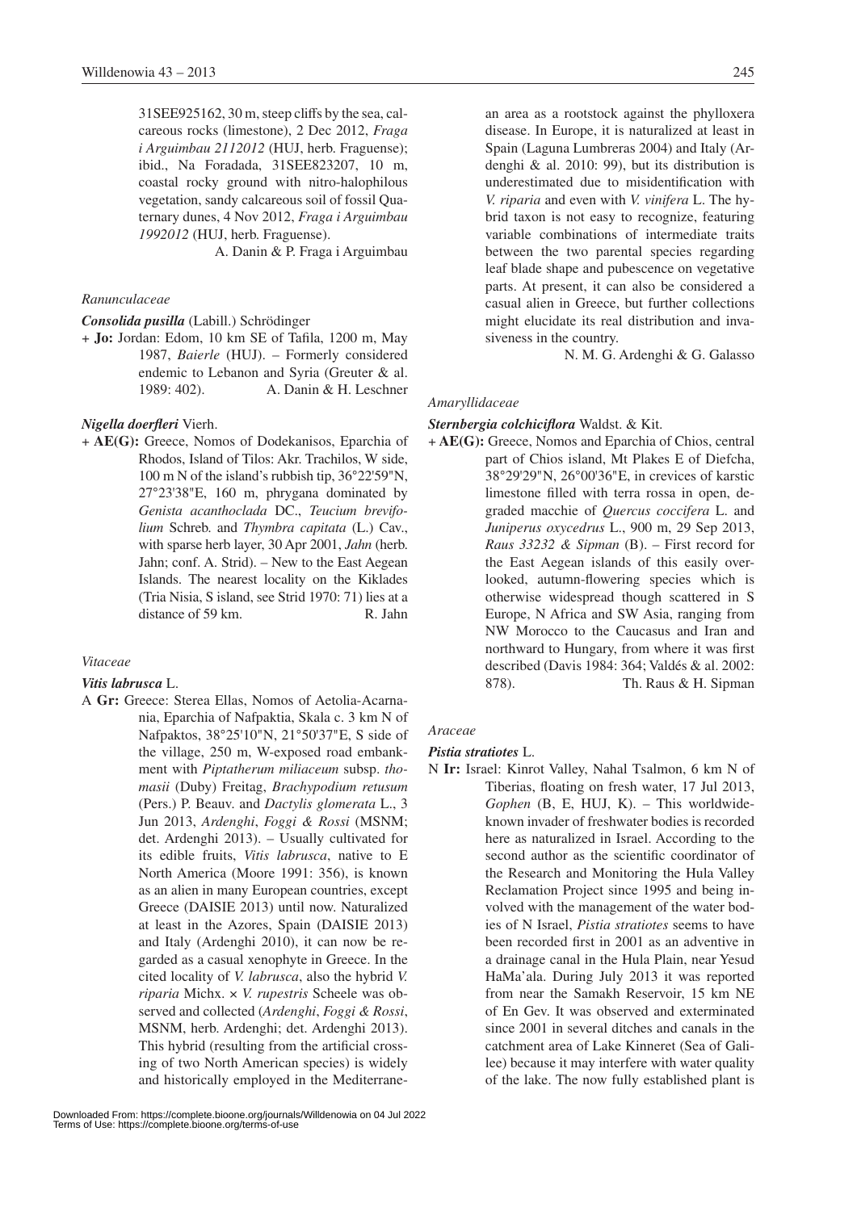31SEE925162, 30 m, steep cliffs by the sea, calcareous rocks (limestone), 2 Dec 2012, *Fraga i Arguimbau 2112012* (HUJ, herb. Fraguense); ibid., Na Foradada, 31SEE823207, 10 m, coastal rocky ground with nitro-halophilous vegetation, sandy calcareous soil of fossil Quaternary dunes, 4 Nov 2012, *Fraga i Arguimbau 1992012* (HUJ, herb. Fraguense).

A. Danin & P. Fraga i Arguimbau

*Ranunculaceae*

***Consolida pusilla*** (Labill.) Schrödinger

\+ **Jo:** Jordan: Edom, 10 km SE of Tafila, 1200 m, May 1987, *Baierle* (HUJ). – Formerly considered endemic to Lebanon and Syria (Greuter & al. 1989: 402). A. Danin & H. Leschner

***Nigella doerfleri*** Vierh.

\+ **AE(G):** Greece, Nomos of Dodekanisos, Eparchia of Rhodos, Island of Tilos: Akr. Trachilos, W side, 100 m N of the island's rubbish tip, 36°22'59"N, 27°23'38"E, 160 m, phrygana dominated by *Genista acanthoclada* DC., *Teucium brevifolium* Schreb. and *Thymbra capitata* (L.) Cav., with sparse herb layer, 30 Apr 2001, *Jahn* (herb. Jahn; conf. A. Strid). – New to the East Aegean Islands. The nearest locality on the Kiklades (Tria Nisia, S island, see Strid 1970: 71) lies at a distance of 59 km. R. Jahn

*Vitaceae*

***Vitis labrusca*** L.

A **Gr:** Greece: Sterea Ellas, Nomos of Aetolia-Acarnania, Eparchia of Nafpaktia, Skala c. 3 km N of Nafpaktos, 38°25'10"N, 21°50'37"E, S side of the village, 250 m, W-exposed road embankment with *Piptatherum miliaceum* subsp. *thomasii* (Duby) Freitag, *Brachypodium retusum* (Pers.) P. Beauv. and *Dactylis glomerata* L., 3 Jun 2013, *Ardenghi*, *Foggi & Rossi* (MSNM; det. Ardenghi 2013). – Usually cultivated for its edible fruits, *Vitis labrusca*, native to E North America (Moore 1991: 356), is known as an alien in many European countries, except Greece (DAISIE 2013) until now. Naturalized at least in the Azores, Spain (DAISIE 2013) and Italy (Ardenghi 2010), it can now be regarded as a casual xenophyte in Greece. In the cited locality of *V. labrusca*, also the hybrid *V. riparia* Michx. × *V. rupestris* Scheele was observed and collected (*Ardenghi*, *Foggi & Rossi*, MSNM, herb. Ardenghi; det. Ardenghi 2013). This hybrid (resulting from the artificial crossing of two North American species) is widely and historically employed in the Mediterranean area as a rootstock against the phylloxera disease. In Europe, it is naturalized at least in Spain (Laguna Lumbreras 2004) and Italy (Ardenghi & al. 2010: 99), but its distribution is underestimated due to misidentification with *V. riparia* and even with *V. vinifera* L. The hybrid taxon is not easy to recognize, featuring variable combinations of intermediate traits between the two parental species regarding leaf blade shape and pubescence on vegetative parts. At present, it can also be considered a casual alien in Greece, but further collections might elucidate its real distribution and invasiveness in the country.

N. M. G. Ardenghi & G. Galasso

*Amaryllidaceae*

***Sternbergia colchiciflora*** Waldst. & Kit.

\+ **AE(G):** Greece, Nomos and Eparchia of Chios, central part of Chios island, Mt Plakes E of Diefcha, 38°29'29"N, 26°00'36"E, in crevices of karstic limestone filled with terra rossa in open, degraded macchie of *Quercus coccifera* L. and *Juniperus oxycedrus* L., 900 m, 29 Sep 2013, *Raus 33232 & Sipman* (B). – First record for the East Aegean islands of this easily overlooked, autumn-flowering species which is otherwise widespread though scattered in S Europe, N Africa and SW Asia, ranging from NW Morocco to the Caucasus and Iran and northward to Hungary, from where it was first described (Davis 1984: 364; Valdés & al. 2002: 878). Th. Raus & H. Sipman

*Araceae*

***Pistia stratiotes*** L.

N **Ir:** Israel: Kinrot Valley, Nahal Tsalmon, 6 km N of Tiberias, floating on fresh water, 17 Jul 2013, *Gophen* (B, E, HUJ, K). – This worldwide-known invader of freshwater bodies is recorded here as naturalized in Israel. According to the second author as the scientific coordinator of the Research and Monitoring the Hula Valley Reclamation Project since 1995 and being involved with the management of the water bodies of N Israel, *Pistia stratiotes* seems to have been recorded first in 2001 as an adventive in a drainage canal in the Hula Plain, near Yesud HaMa'ala. During July 2013 it was reported from near the Samakh Reservoir, 15 km NE of En Gev. It was observed and exterminated since 2001 in several ditches and canals in the catchment area of Lake Kinneret (Sea of Galilee) because it may interfere with water quality of the lake. The now fully established plant is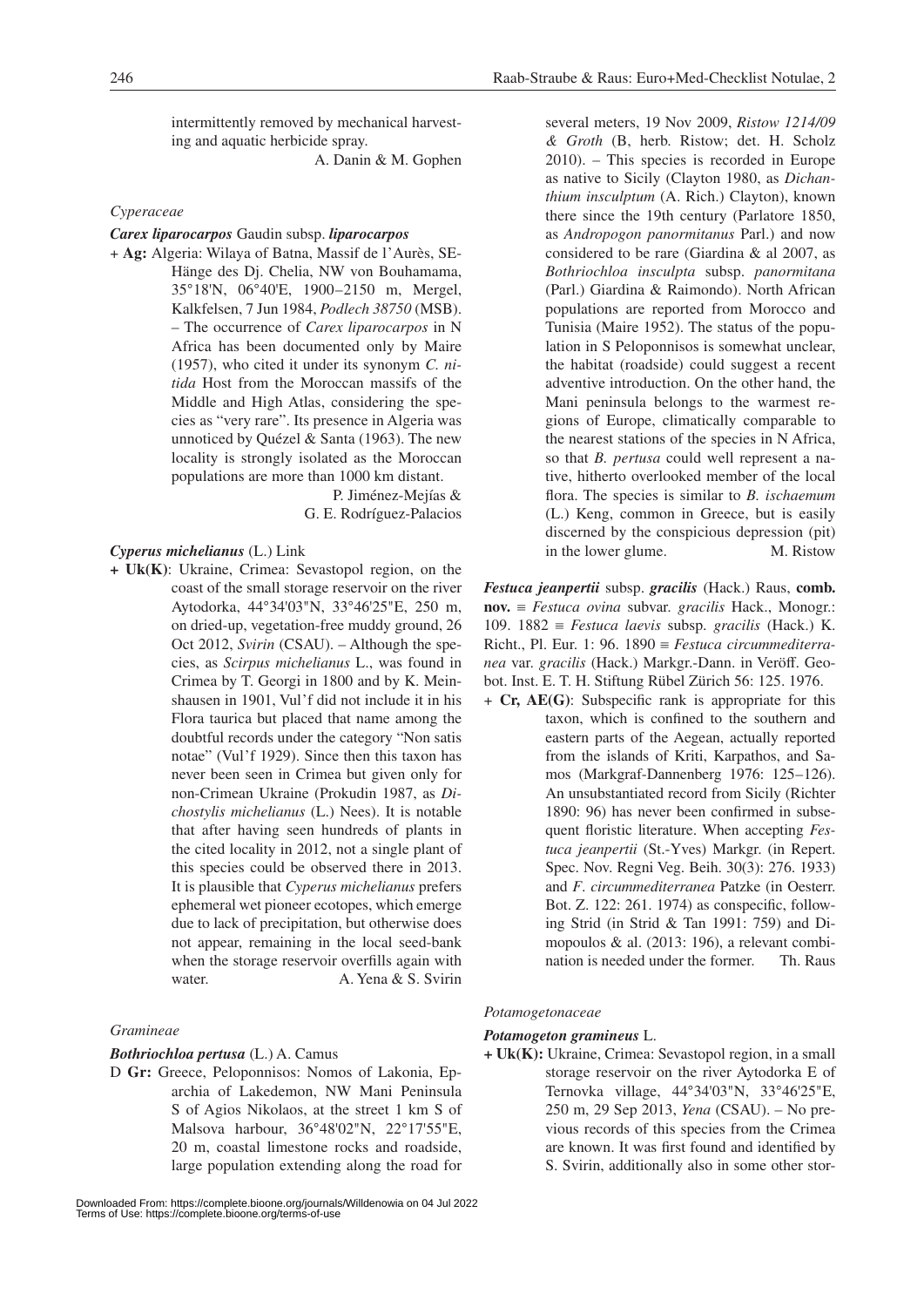intermittently removed by mechanical harvesting and aquatic herbicide spray.

A. Danin & M. Gophen

*Cyperaceae*

***Carex liparocarpos*** Gaudin subsp. ***liparocarpos***

+ **Ag:** Algeria: Wilaya of Batna, Massif de l'Aurès, SE-Hänge des Dj. Chelia, NW von Bouhamama, 35°18'N, 06°40'E, 1900–2150 m, Mergel, Kalkfelsen, 7 Jun 1984, *Podlech 38750* (MSB). – The occurrence of *Carex liparocarpos* in N Africa has been documented only by Maire (1957), who cited it under its synonym *C. nitida* Host from the Moroccan massifs of the Middle and High Atlas, considering the species as "very rare". Its presence in Algeria was unnoticed by Quézel & Santa (1963). The new locality is strongly isolated as the Moroccan populations are more than 1000 km distant.

P. Jiménez-Mejías & G. E. Rodríguez-Palacios

***Cyperus michelianus*** (L.) Link

**+ Uk(K)**: Ukraine, Crimea: Sevastopol region, on the coast of the small storage reservoir on the river Aytodorka, 44°34'03"N, 33°46'25"E, 250 m, on dried-up, vegetation-free muddy ground, 26 Oct 2012, *Svirin* (CSAU). – Although the species, as *Scirpus michelianus* L., was found in Crimea by T. Georgi in 1800 and by K. Meinshausen in 1901, Vul'f did not include it in his Flora taurica but placed that name among the doubtful records under the category "Non satis notae" (Vul'f 1929). Since then this taxon has never been seen in Crimea but given only for non-Crimean Ukraine (Prokudin 1987, as *Dichostylis michelianus* (L.) Nees). It is notable that after having seen hundreds of plants in the cited locality in 2012, not a single plant of this species could be observed there in 2013. It is plausible that *Cyperus michelianus* prefers ephemeral wet pioneer ecotopes, which emerge due to lack of precipitation, but otherwise does not appear, remaining in the local seed-bank when the storage reservoir overfills again with water.

A. Yena & S. Svirin

*Gramineae*

***Bothriochloa pertusa*** (L.) A. Camus

D **Gr:** Greece, Peloponnisos: Nomos of Lakonia, Eparchia of Lakedemon, NW Mani Peninsula S of Agios Nikolaos, at the street 1 km S of Malsova harbour, 36°48'02"N, 22°17'55"E, 20 m, coastal limestone rocks and roadside, large population extending along the road for several meters, 19 Nov 2009, *Ristow 1214/09 & Groth* (B, herb. Ristow; det. H. Scholz 2010). – This species is recorded in Europe as native to Sicily (Clayton 1980, as *Dichanthium insculptum* (A. Rich.) Clayton), known there since the 19th century (Parlatore 1850, as *Andropogon panormitanus* Parl.) and now considered to be rare (Giardina & al 2007, as *Bothriochloa insculpta* subsp. *panormitana* (Parl.) Giardina & Raimondo). North African populations are reported from Morocco and Tunisia (Maire 1952). The status of the population in S Peloponnisos is somewhat unclear, the habitat (roadside) could suggest a recent adventive introduction. On the other hand, the Mani peninsula belongs to the warmest regions of Europe, climatically comparable to the nearest stations of the species in N Africa, so that *B. pertusa* could well represent a native, hitherto overlooked member of the local flora. The species is similar to *B. ischaemum* (L.) Keng, common in Greece, but is easily discerned by the conspicuous depression (pit) in the lower glume.

M. Ristow

***Festuca jeanpertii*** subsp. ***gracilis*** (Hack.) Raus, **comb. nov.** ≡ *Festuca ovina* subvar. *gracilis* Hack., Monogr.: 109. 1882 ≡ *Festuca laevis* subsp. *gracilis* (Hack.) K. Richt., Pl. Eur. 1: 96. 1890 ≡ *Festuca circummediterranea* var. *gracilis* (Hack.) Markgr.-Dann. in Veröff. Geobot. Inst. E. T. H. Stiftung Rübel Zürich 56: 125. 1976.

+ **Cr, AE(G)**: Subspecific rank is appropriate for this taxon, which is confined to the southern and eastern parts of the Aegean, actually reported from the islands of Kriti, Karpathos, and Samos (Markgraf-Dannenberg 1976: 125–126). An unsubstantiated record from Sicily (Richter 1890: 96) has never been confirmed in subsequent floristic literature. When accepting *Festuca jeanpertii* (St.-Yves) Markgr. (in Repert. Spec. Nov. Regni Veg. Beih. 30(3): 276. 1933) and *F. circummediterranea* Patzke (in Oesterr. Bot. Z. 122: 261. 1974) as conspecific, following Strid (in Strid & Tan 1991: 759) and Dimopoulos & al. (2013: 196), a relevant combination is needed under the former.

Th. Raus

*Potamogetonaceae*

***Potamogeton gramineus*** L.

**+ Uk(K):** Ukraine, Crimea: Sevastopol region, in a small storage reservoir on the river Aytodorka E of Ternovka village, 44°34'03"N, 33°46'25"E, 250 m, 29 Sep 2013, *Yena* (CSAU). – No previous records of this species from the Crimea are known. It was first found and identified by S. Svirin, additionally also in some other stor-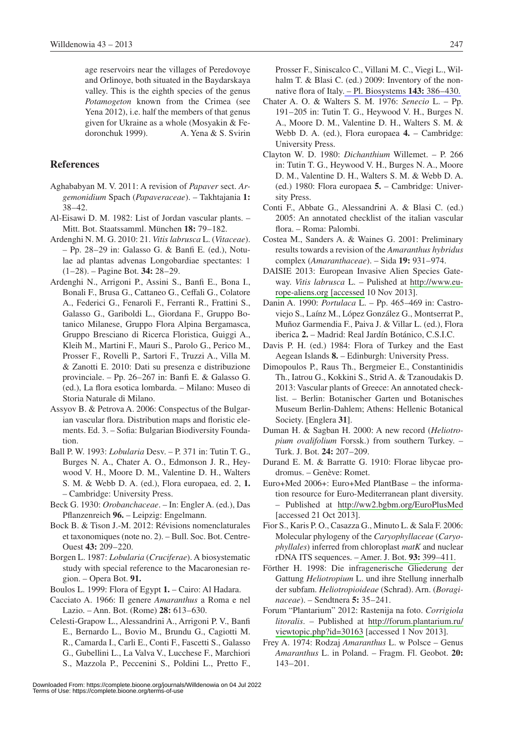age reservoirs near the villages of Peredovoye and Orlinoye, both situated in the Baydarskaya valley. This is the eighth species of the genus *Potamogeton* known from the Crimea (see Yena 2012), i.e. half the members of that genus given for Ukraine as a whole (Mosyakin & Fedoronchuk 1999). A. Yena & S. Svirin

## References

Aghababyan M. V. 2011: A revision of *Papaver* sect. *Argemonidium* Spach (*Papaveraceae*). – Takhtajania **1:** 38–42.

Al-Eisawi D. M. 1982: List of Jordan vascular plants. – Mitt. Bot. Staatssamml. München **18:** 79–182.

Ardenghi N. M. G. 2010: 21. *Vitis labrusca* L. (*Vitaceae*). – Pp. 28–29 in: Galasso G. & Banfi E. (ed.), Notulae ad plantas advenas Longobardiae spectantes: 1 (1–28). – Pagine Bot. **34:** 28–29.

Ardenghi N., Arrigoni P., Assini S., Banfi E., Bona I., Bonali F., Brusa G., Cattaneo G., Ceffali G., Colatore A., Federici G., Fenaroli F., Ferranti R., Frattini S., Galasso G., Gariboldi L., Giordana F., Gruppo Botanico Milanese, Gruppo Flora Alpina Bergamasca, Gruppo Bresciano di Ricerca Floristica, Guiggi A., Kleih M., Martini F., Mauri S., Parolo G., Perico M., Prosser F., Rovelli P., Sartori F., Truzzi A., Villa M. & Zanotti E. 2010: Dati su presenza e distribuzione provinciale. – Pp. 26–267 in: Banfi E. & Galasso G. (ed.), La flora esotica lombarda. – Milano: Museo di Storia Naturale di Milano.

Assyov B. & Petrova A. 2006: Conspectus of the Bulgarian vascular flora. Distribution maps and floristic elements. Ed. 3. – Sofia: Bulgarian Biodiversity Foundation.

Ball P. W. 1993: *Lobularia* Desv. – P. 371 in: Tutin T. G., Burges N. A., Chater A. O., Edmonson J. R., Heywood V. H., Moore D. M., Valentine D. H., Walters S. M. & Webb D. A. (ed.), Flora europaea, ed. 2, **1.** – Cambridge: University Press.

Beck G. 1930: *Orobanchaceae*. – In: Engler A. (ed.), Das Pflanzenreich **96.** – Leipzig: Engelmann.

Bock B. & Tison J.-M. 2012: Révisions nomenclaturales et taxonomiques (note no. 2). – Bull. Soc. Bot. Centre-Ouest **43:** 209–220.

Borgen L. 1987: *Lobularia* (*Cruciferae*). A biosystematic study with special reference to the Macaronesian region. – Opera Bot. **91.**

Boulos L. 1999: Flora of Egypt **1.** – Cairo: Al Hadara.

Cacciato A. 1966: Il genere *Amaranthus* a Roma e nel Lazio. – Ann. Bot. (Rome) **28:** 613–630.

Celesti-Grapow L., Alessandrini A., Arrigoni P. V., Banfi E., Bernardo L., Bovio M., Brundu G., Cagiotti M. R., Camarda I., Carli E., Conti F., Fascetti S., Galasso G., Gubellini L., La Valva V., Lucchese F., Marchiori S., Mazzola P., Peccenini S., Poldini L., Pretto F., Prosser F., Siniscalco C., Villani M. C., Viegi L., Wilhalm T. & Blasi C. (ed.) 2009: Inventory of the non-native flora of Italy. – Pl. Biosystems **143:** 386–430.

Chater A. O. & Walters S. M. 1976: *Senecio* L. – Pp. 191–205 in: Tutin T. G., Heywood V. H., Burges N. A., Moore D. M., Valentine D. H., Walters S. M. & Webb D. A. (ed.), Flora europaea **4.** – Cambridge: University Press.

Clayton W. D. 1980: *Dichanthium* Willemet. – P. 266 in: Tutin T. G., Heywood V. H., Burges N. A., Moore D. M., Valentine D. H., Walters S. M. & Webb D. A. (ed.) 1980: Flora europaea **5.** – Cambridge: University Press.

Conti F., Abbate G., Alessandrini A. & Blasi C. (ed.) 2005: An annotated checklist of the italian vascular flora. – Roma: Palombi.

Costea M., Sanders A. & Waines G. 2001: Preliminary results towards a revision of the *Amaranthus hybridus* complex (*Amaranthaceae*). – Sida **19:** 931–974.

DAISIE 2013: European Invasive Alien Species Gateway. *Vitis labrusca* L. – Pulished at http://www.europe-aliens.org [accessed 10 Nov 2013].

Danin A. 1990: *Portulaca* L. – Pp. 465–469 in: Castroviejo S., Laínz M., López González G., Montserrat P., Muñoz Garmendia F., Paiva J. & Villar L. (ed.), Flora iberica **2.** – Madrid: Real Jardín Botánico, C.S.I.C.

Davis P. H. (ed.) 1984: Flora of Turkey and the East Aegean Islands **8.** – Edinburgh: University Press.

Dimopoulos P., Raus Th., Bergmeier E., Constantinidis Th., Iatrou G., Kokkini S., Strid A. & Tzanoudakis D. 2013: Vascular plants of Greece: An annotated checklist. – Berlin: Botanischer Garten und Botanisches Museum Berlin-Dahlem; Athens: Hellenic Botanical Society. [Englera **31**].

Duman H. & Sagban H. 2000: A new record (*Heliotropium ovalifolium* Forssk.) from southern Turkey. – Turk. J. Bot. **24:** 207–209.

Durand E. M. & Barratte G. 1910: Florae libycae prodromus. – Genève: Romet.

Euro+Med 2006+: Euro+Med PlantBase – the information resource for Euro-Mediterranean plant diversity. – Published at http://ww2.bgbm.org/EuroPlusMed [accessed 21 Oct 2013].

Fior S., Karis P. O., Casazza G., Minuto L. & Sala F. 2006: Molecular phylogeny of the *Caryophyllaceae* (*Caryophyllales*) inferred from chloroplast *matK* and nuclear rDNA ITS sequences. – Amer. J. Bot. **93:** 399–411.

Förther H. 1998: Die infragenerische Gliederung der Gattung *Heliotropium* L. und ihre Stellung innerhalb der subfam. *Heliotropioideae* (Schrad). Arn. (*Boraginaceae*). – Sendtnera **5:** 35–241.

Forum "Plantarium" 2012: Rastenija na foto. *Corrigiola litoralis*. – Published at http://forum.plantarium.ru/viewtopic.php?id=30163 [accessed 1 Nov 2013].

Frey A. 1974: Rodzaj *Amaranthus* L. w Polsce – Genus *Amaranthus* L. in Poland. – Fragm. Fl. Geobot. **20:** 143–201.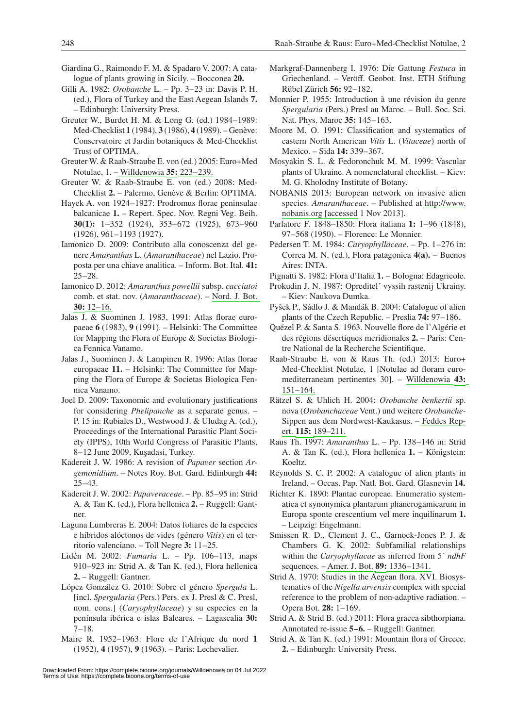Giardina G., Raimondo F. M. & Spadaro V. 2007: A catalogue of plants growing in Sicily. – Bocconea **20.**

Gilli A. 1982: *Orobanche* L. – Pp. 3–23 in: Davis P. H. (ed.), Flora of Turkey and the East Aegean Islands **7.** – Edinburgh: University Press.

Greuter W., Burdet H. M. & Long G. (ed.) 1984–1989: Med-Checklist **1** (1984), **3** (1986), **4** (1989). – Genève: Conservatoire et Jardin botaniques & Med-Checklist Trust of OPTIMA.

Greuter W. & Raab-Straube E. von (ed.) 2005: Euro+Med Notulae, 1. – Willdenowia **35:** 223–239.

Greuter W. & Raab-Straube E. von (ed.) 2008: Med-Checklist **2.** – Palermo, Genève & Berlin: OPTIMA.

Hayek A. von 1924–1927: Prodromus florae peninsulae balcanicae **1.** – Repert. Spec. Nov. Regni Veg. Beih. **30(1):** 1–352 (1924), 353–672 (1925), 673–960 (1926), 961–1193 (1927).

Iamonico D. 2009: Contributo alla conoscenza del genere *Amaranthus* L. (*Amaranthaceae*) nel Lazio. Proposta per una chiave analitica. – Inform. Bot. Ital. **41:** 25–28.

Iamonico D. 2012: *Amaranthus powellii* subsp. *cacciatoi* comb. et stat. nov. (*Amaranthaceae*). – Nord. J. Bot. **30:** 12–16.

Jalas J. & Suominen J. 1983, 1991: Atlas florae europaeae **6** (1983), **9** (1991). – Helsinki: The Committee for Mapping the Flora of Europe & Societas Biologica Fennica Vanamo.

Jalas J., Suominen J. & Lampinen R. 1996: Atlas florae europaeae **11.** – Helsinki: The Committee for Mapping the Flora of Europe & Societas Biologica Fennica Vanamo.

Joel D. 2009: Taxonomic and evolutionary justifications for considering *Phelipanche* as a separate genus. – P. 15 in: Rubiales D., Westwood J. & Uludag A. (ed.), Proceedings of the International Parasitic Plant Society (IPPS), 10th World Congress of Parasitic Plants, 8–12 June 2009, Kuşadasi, Turkey.

Kadereit J. W. 1986: A revision of *Papaver* section *Argemonidium*. – Notes Roy. Bot. Gard. Edinburgh **44:** 25–43.

Kadereit J. W. 2002: *Papaveraceae*. – Pp. 85–95 in: Strid A. & Tan K. (ed.), Flora hellenica **2.** – Ruggell: Gantner.

Laguna Lumbreras E. 2004: Datos foliares de la especies e híbridos alóctonos de vides (género *Vitis*) en el territorio valenciano. – Toll Negre **3:** 11–25.

Lidén M. 2002: *Fumaria* L. – Pp. 106–113, maps 910–923 in: Strid A. & Tan K. (ed.), Flora hellenica **2.** – Ruggell: Gantner.

López González G. 2010: Sobre el género *Spergula* L. [incl. *Spergularia* (Pers.) Pers. ex J. Presl & C. Presl, nom. cons.] (*Caryophyllaceae*) y su especies en la península ibérica e islas Baleares. – Lagascalia **30:** 7–18.

Maire R. 1952–1963: Flore de l'Afrique du nord **1** (1952), **4** (1957), **9** (1963). – Paris: Lechevalier.

Markgraf-Dannenberg I. 1976: Die Gattung *Festuca* in Griechenland. – Veröff. Geobot. Inst. ETH Stiftung Rübel Zürich **56:** 92–182.

Monnier P. 1955: Introduction à une révision du genre *Spergularia* (Pers.) Presl au Maroc. – Bull. Soc. Sci. Nat. Phys. Maroc **35:** 145–163.

Moore M. O. 1991: Classification and systematics of eastern North American *Vitis* L. (*Vitaceae*) north of Mexico. – Sida **14:** 339–367.

Mosyakin S. L. & Fedoronchuk M. M. 1999: Vascular plants of Ukraine. A nomenclatural checklist. – Kiev: M. G. Kholodny Institute of Botany.

NOBANIS 2013: European network on invasive alien species. *Amaranthaceae*. – Published at http://www.nobanis.org [accessed 1 Nov 2013].

Parlatore F. 1848–1850: Flora italiana **1:** 1–96 (1848), 97–568 (1850). – Florence: Le Monnier.

Pedersen T. M. 1984: *Caryophyllaceae*. – Pp. 1–276 in: Correa M. N. (ed.), Flora patagonica **4(a).** – Buenos Aires: INTA.

Pignatti S. 1982: Flora d'Italia **1.** – Bologna: Edagricole.

Prokudin J. N. 1987: Opreditel' vyssih rastenij Ukrainy. – Kiev: Naukova Dumka.

Pyšek P., Sádlo J. & Mandák B. 2004: Catalogue of alien plants of the Czech Republic. – Preslia **74:** 97–186.

Quézel P. & Santa S. 1963. Nouvelle flore de l'Algérie et des régions désertiques meridionales **2.** – Paris: Centre National de la Recherche Scientifique.

Raab-Straube E. von & Raus Th. (ed.) 2013: Euro+Med-Checklist Notulae, 1 [Notulae ad floram euromediterraneam pertinentes 30]. – Willdenowia **43:** 151–164.

Rätzel S. & Uhlich H. 2004: *Orobanche benkertii* sp. nova (*Orobanchaceae* Vent.) und weitere *Orobanche*-Sippen aus dem Nordwest-Kaukasus. – Feddes Repert. **115:** 189–211.

Raus Th. 1997: *Amaranthus* L. – Pp. 138–146 in: Strid A. & Tan K. (ed.), Flora hellenica **1.** – Königstein: Koeltz.

Reynolds S. C. P. 2002: A catalogue of alien plants in Ireland. – Occas. Pap. Natl. Bot. Gard. Glasnevin **14.**

Richter K. 1890: Plantae europeae. Enumeratio systematica et synonymica plantarum phanerogamicarum in Europa sponte crescentium vel mere inquilinarum **1.** – Leipzig: Engelmann.

Smissen R. D., Clement J. C., Garnock-Jones P. J. & Chambers G. K. 2002: Subfamilial relationships within the *Caryophyllacae* as inferred from 5´ *ndhF* sequences. – Amer. J. Bot. **89:** 1336–1341.

Strid A. 1970: Studies in the Aegean flora. XVI. Biosystematics of the *Nigella arvensis* complex with special reference to the problem of non-adaptive radiation. – Opera Bot. **28:** 1–169.

Strid A. & Strid B. (ed.) 2011: Flora graeca sibthorpiana. Annotated re-issue **5–6.** – Ruggell: Gantner.

Strid A. & Tan K. (ed.) 1991: Mountain flora of Greece. **2.** – Edinburgh: University Press.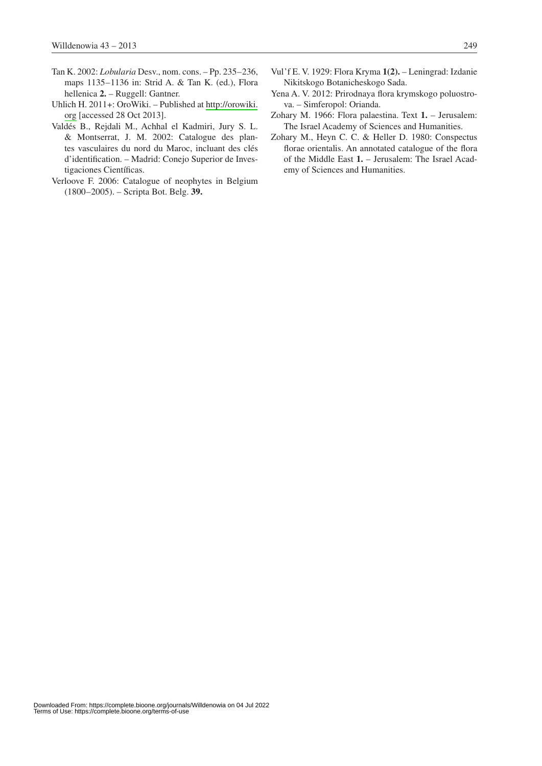Tan K. 2002: *Lobularia* Desv., nom. cons. – Pp. 235–236, maps 1135–1136 in: Strid A. & Tan K. (ed.), Flora hellenica **2.** – Ruggell: Gantner.

Uhlich H. 2011+: OroWiki. – Published at http://orowiki.org [accessed 28 Oct 2013].

Valdés B., Rejdali M., Achhal el Kadmiri, Jury S. L. & Montserrat, J. M. 2002: Catalogue des plantes vasculaires du nord du Maroc, incluant des clés d'identification. – Madrid: Conejo Superior de Investigaciones Científicas.

Verloove F. 2006: Catalogue of neophytes in Belgium (1800–2005). – Scripta Bot. Belg. **39.**

Vul'f E. V. 1929: Flora Kryma **1(2).** – Leningrad: Izdanie Nikitskogo Botanicheskogo Sada.

Yena A. V. 2012: Prirodnaya flora krymskogo poluostrova. – Simferopol: Orianda.

Zohary M. 1966: Flora palaestina. Text **1.** – Jerusalem: The Israel Academy of Sciences and Humanities.

Zohary M., Heyn C. C. & Heller D. 1980: Conspectus florae orientalis. An annotated catalogue of the flora of the Middle East **1.** – Jerusalem: The Israel Academy of Sciences and Humanities.